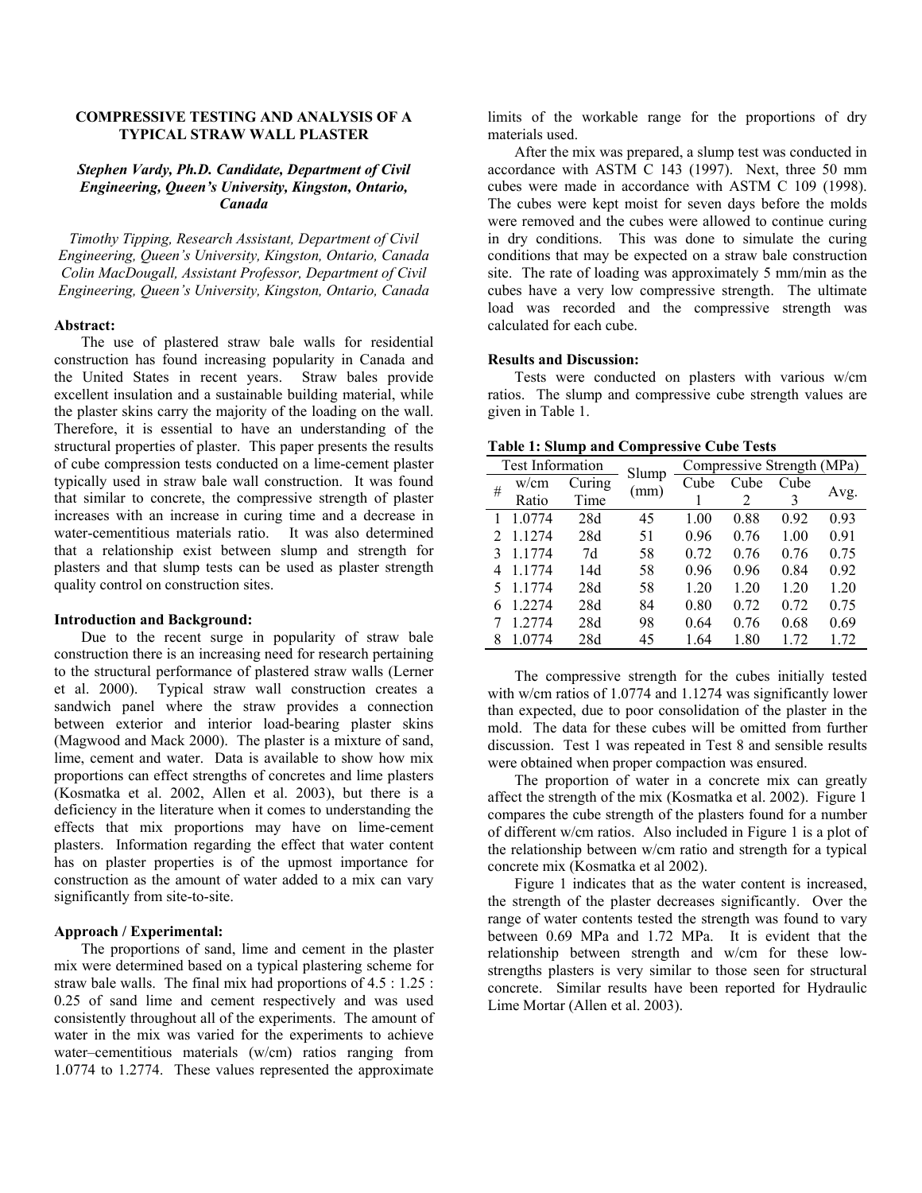## COMPRESSIVE TESTING AND ANALYSIS OF A TYPICAL STRAW WALL PLASTER

***Stephen Vardy, Ph.D. Candidate, Department of Civil Engineering, Queen's University, Kingston, Ontario, Canada***

*Timothy Tipping, Research Assistant, Department of Civil Engineering, Queen's University, Kingston, Ontario, Canada*
*Colin MacDougall, Assistant Professor, Department of Civil Engineering, Queen's University, Kingston, Ontario, Canada*

**Abstract:**

The use of plastered straw bale walls for residential construction has found increasing popularity in Canada and the United States in recent years. Straw bales provide excellent insulation and a sustainable building material, while the plaster skins carry the majority of the loading on the wall. Therefore, it is essential to have an understanding of the structural properties of plaster. This paper presents the results of cube compression tests conducted on a lime-cement plaster typically used in straw bale wall construction. It was found that similar to concrete, the compressive strength of plaster increases with an increase in curing time and a decrease in water-cementitious materials ratio. It was also determined that a relationship exist between slump and strength for plasters and that slump tests can be used as plaster strength quality control on construction sites.

**Introduction and Background:**

Due to the recent surge in popularity of straw bale construction there is an increasing need for research pertaining to the structural performance of plastered straw walls (Lerner et al. 2000). Typical straw wall construction creates a sandwich panel where the straw provides a connection between exterior and interior load-bearing plaster skins (Magwood and Mack 2000). The plaster is a mixture of sand, lime, cement and water. Data is available to show how mix proportions can effect strengths of concretes and lime plasters (Kosmatka et al. 2002, Allen et al. 2003), but there is a deficiency in the literature when it comes to understanding the effects that mix proportions may have on lime-cement plasters. Information regarding the effect that water content has on plaster properties is of the upmost importance for construction as the amount of water added to a mix can vary significantly from site-to-site.

**Approach / Experimental:**

The proportions of sand, lime and cement in the plaster mix were determined based on a typical plastering scheme for straw bale walls. The final mix had proportions of 4.5 : 1.25 : 0.25 of sand lime and cement respectively and was used consistently throughout all of the experiments. The amount of water in the mix was varied for the experiments to achieve water–cementitious materials (w/cm) ratios ranging from 1.0774 to 1.2774. These values represented the approximate limits of the workable range for the proportions of dry materials used.

After the mix was prepared, a slump test was conducted in accordance with ASTM C 143 (1997). Next, three 50 mm cubes were made in accordance with ASTM C 109 (1998). The cubes were kept moist for seven days before the molds were removed and the cubes were allowed to continue curing in dry conditions. This was done to simulate the curing conditions that may be expected on a straw bale construction site. The rate of loading was approximately 5 mm/min as the cubes have a very low compressive strength. The ultimate load was recorded and the compressive strength was calculated for each cube.

**Results and Discussion:**

Tests were conducted on plasters with various w/cm ratios. The slump and compressive cube strength values are given in Table 1.

**Table 1: Slump and Compressive Cube Tests**

| Test Information | | | Slump (mm) | Compressive Strength (MPa) | | | |
|---|---|---|---|---|---|---|---|
| # | w/cm Ratio | Curing Time | | Cube 1 | Cube 2 | Cube 3 | Avg. |
| 1 | 1.0774 | 28d | 45 | 1.00 | 0.88 | 0.92 | 0.93 |
| 2 | 1.1274 | 28d | 51 | 0.96 | 0.76 | 1.00 | 0.91 |
| 3 | 1.1774 | 7d | 58 | 0.72 | 0.76 | 0.76 | 0.75 |
| 4 | 1.1774 | 14d | 58 | 0.96 | 0.96 | 0.84 | 0.92 |
| 5 | 1.1774 | 28d | 58 | 1.20 | 1.20 | 1.20 | 1.20 |
| 6 | 1.2274 | 28d | 84 | 0.80 | 0.72 | 0.72 | 0.75 |
| 7 | 1.2774 | 28d | 98 | 0.64 | 0.76 | 0.68 | 0.69 |
| 8 | 1.0774 | 28d | 45 | 1.64 | 1.80 | 1.72 | 1.72 |

The compressive strength for the cubes initially tested with w/cm ratios of 1.0774 and 1.1274 was significantly lower than expected, due to poor consolidation of the plaster in the mold. The data for these cubes will be omitted from further discussion. Test 1 was repeated in Test 8 and sensible results were obtained when proper compaction was ensured.

The proportion of water in a concrete mix can greatly affect the strength of the mix (Kosmatka et al. 2002). Figure 1 compares the cube strength of the plasters found for a number of different w/cm ratios. Also included in Figure 1 is a plot of the relationship between w/cm ratio and strength for a typical concrete mix (Kosmatka et al 2002).

Figure 1 indicates that as the water content is increased, the strength of the plaster decreases significantly. Over the range of water contents tested the strength was found to vary between 0.69 MPa and 1.72 MPa. It is evident that the relationship between strength and w/cm for these low-strengths plasters is very similar to those seen for structural concrete. Similar results have been reported for Hydraulic Lime Mortar (Allen et al. 2003).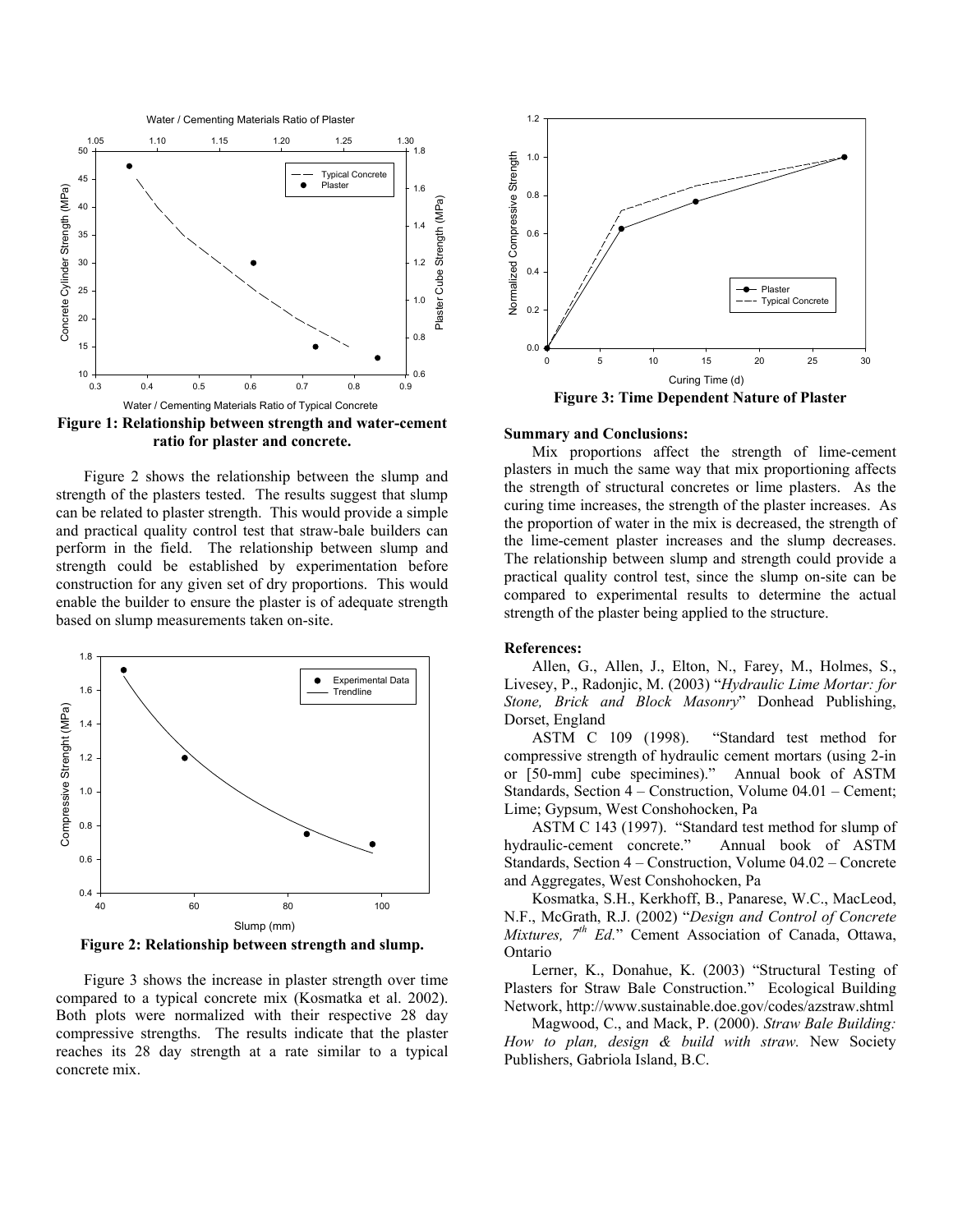Water / Cementing Materials Ratio of Plaster

1.05 1.10 1.15 1.20 1.25 1.30

Concrete Cylinder Strength (MPa)

Plaster Cube Strength (MPa)

Typical Concrete
Plaster

Water / Cementing Materials Ratio of Typical Concrete

**Figure 1: Relationship between strength and water-cement ratio for plaster and concrete.**

Figure 2 shows the relationship between the slump and strength of the plasters tested. The results suggest that slump can be related to plaster strength. This would provide a simple and practical quality control test that straw-bale builders can perform in the field. The relationship between slump and strength could be established by experimentation before construction for any given set of dry proportions. This would enable the builder to ensure the plaster is of adequate strength based on slump measurements taken on-site.

Compressive Strenght (MPa)

Experimental Data
Trendline

Slump (mm)

**Figure 2: Relationship between strength and slump.**

Figure 3 shows the increase in plaster strength over time compared to a typical concrete mix (Kosmatka et al. 2002). Both plots were normalized with their respective 28 day compressive strengths. The results indicate that the plaster reaches its 28 day strength at a rate similar to a typical concrete mix.

Normalized Compressive Strength

Plaster
Typical Concrete

Curing Time (d)

**Figure 3: Time Dependent Nature of Plaster**

**Summary and Conclusions:**

Mix proportions affect the strength of lime-cement plasters in much the same way that mix proportioning affects the strength of structural concretes or lime plasters. As the curing time increases, the strength of the plaster increases. As the proportion of water in the mix is decreased, the strength of the lime-cement plaster increases and the slump decreases. The relationship between slump and strength could provide a practical quality control test, since the slump on-site can be compared to experimental results to determine the actual strength of the plaster being applied to the structure.

**References:**

Allen, G., Allen, J., Elton, N., Farey, M., Holmes, S., Livesey, P., Radonjic, M. (2003) "*Hydraulic Lime Mortar: for Stone, Brick and Block Masonry*" Donhead Publishing, Dorset, England

ASTM C 109 (1998). "Standard test method for compressive strength of hydraulic cement mortars (using 2-in or [50-mm] cube specimines)." Annual book of ASTM Standards, Section 4 – Construction, Volume 04.01 – Cement; Lime; Gypsum, West Conshohocken, Pa

ASTM C 143 (1997). "Standard test method for slump of hydraulic-cement concrete." Annual book of ASTM Standards, Section 4 – Construction, Volume 04.02 – Concrete and Aggregates, West Conshohocken, Pa

Kosmatka, S.H., Kerkhoff, B., Panarese, W.C., MacLeod, N.F., McGrath, R.J. (2002) "*Design and Control of Concrete Mixtures, 7th Ed.*" Cement Association of Canada, Ottawa, Ontario

Lerner, K., Donahue, K. (2003) "Structural Testing of Plasters for Straw Bale Construction." Ecological Building Network, http://www.sustainable.doe.gov/codes/azstraw.shtml

Magwood, C., and Mack, P. (2000). *Straw Bale Building: How to plan, design & build with straw.* New Society Publishers, Gabriola Island, B.C.